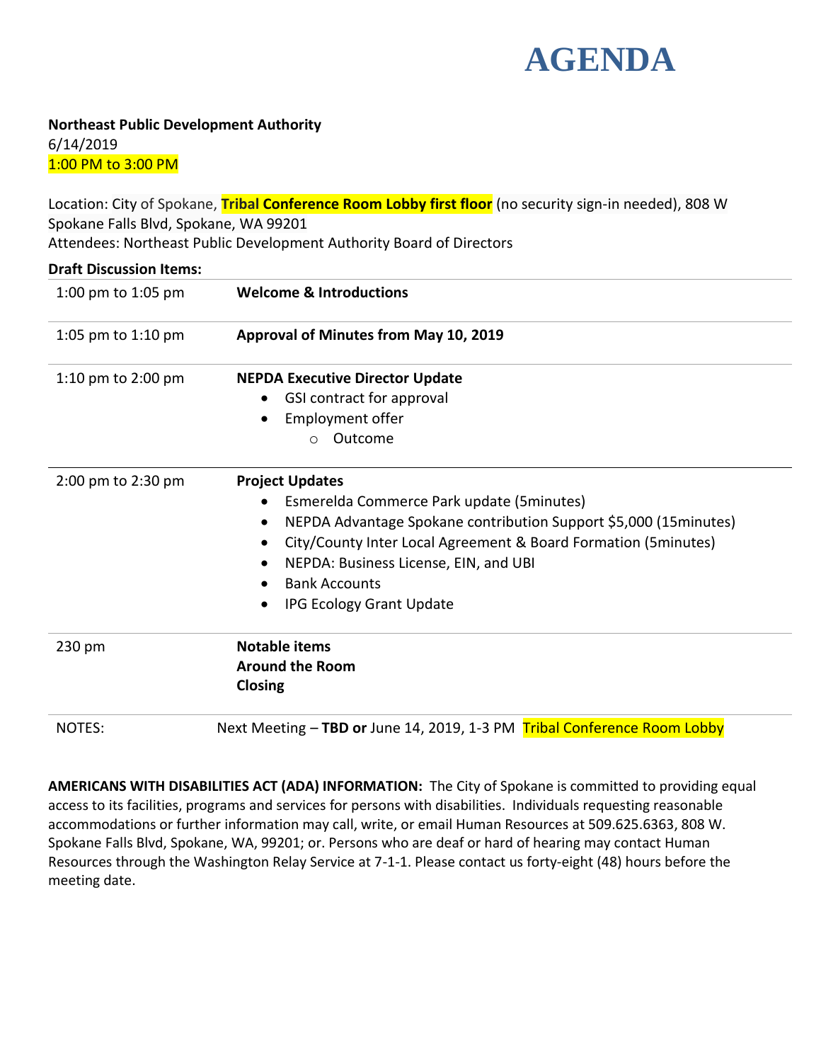# AGENDA

**Northeast Public Development Authority**
6/14/2019
1:00 PM to 3:00 PM

Location: City of Spokane, **Tribal Conference Room Lobby first floor** (no security sign-in needed), 808 W Spokane Falls Blvd, Spokane, WA 99201
Attendees: Northeast Public Development Authority Board of Directors

**Draft Discussion Items:**

| | |
|---|---|
| 1:00 pm to 1:05 pm | **Welcome & Introductions** |
| 1:05 pm to 1:10 pm | **Approval of Minutes from May 10, 2019** |
| 1:10 pm to 2:00 pm | **NEPDA Executive Director Update**<br>• GSI contract for approval<br>• Employment offer<br>  ○ Outcome |
| 2:00 pm to 2:30 pm | **Project Updates**<br>• Esmerelda Commerce Park update (5minutes)<br>• NEPDA Advantage Spokane contribution Support $5,000 (15minutes)<br>• City/County Inter Local Agreement & Board Formation (5minutes)<br>• NEPDA: Business License, EIN, and UBI<br>• Bank Accounts<br>• IPG Ecology Grant Update |
| 230 pm | **Notable items**<br>**Around the Room**<br>**Closing** |
| NOTES: | Next Meeting – **TBD or** June 14, 2019, 1-3 PM Tribal Conference Room Lobby |

**AMERICANS WITH DISABILITIES ACT (ADA) INFORMATION:** The City of Spokane is committed to providing equal access to its facilities, programs and services for persons with disabilities. Individuals requesting reasonable accommodations or further information may call, write, or email Human Resources at 509.625.6363, 808 W. Spokane Falls Blvd, Spokane, WA, 99201; or. Persons who are deaf or hard of hearing may contact Human Resources through the Washington Relay Service at 7-1-1. Please contact us forty-eight (48) hours before the meeting date.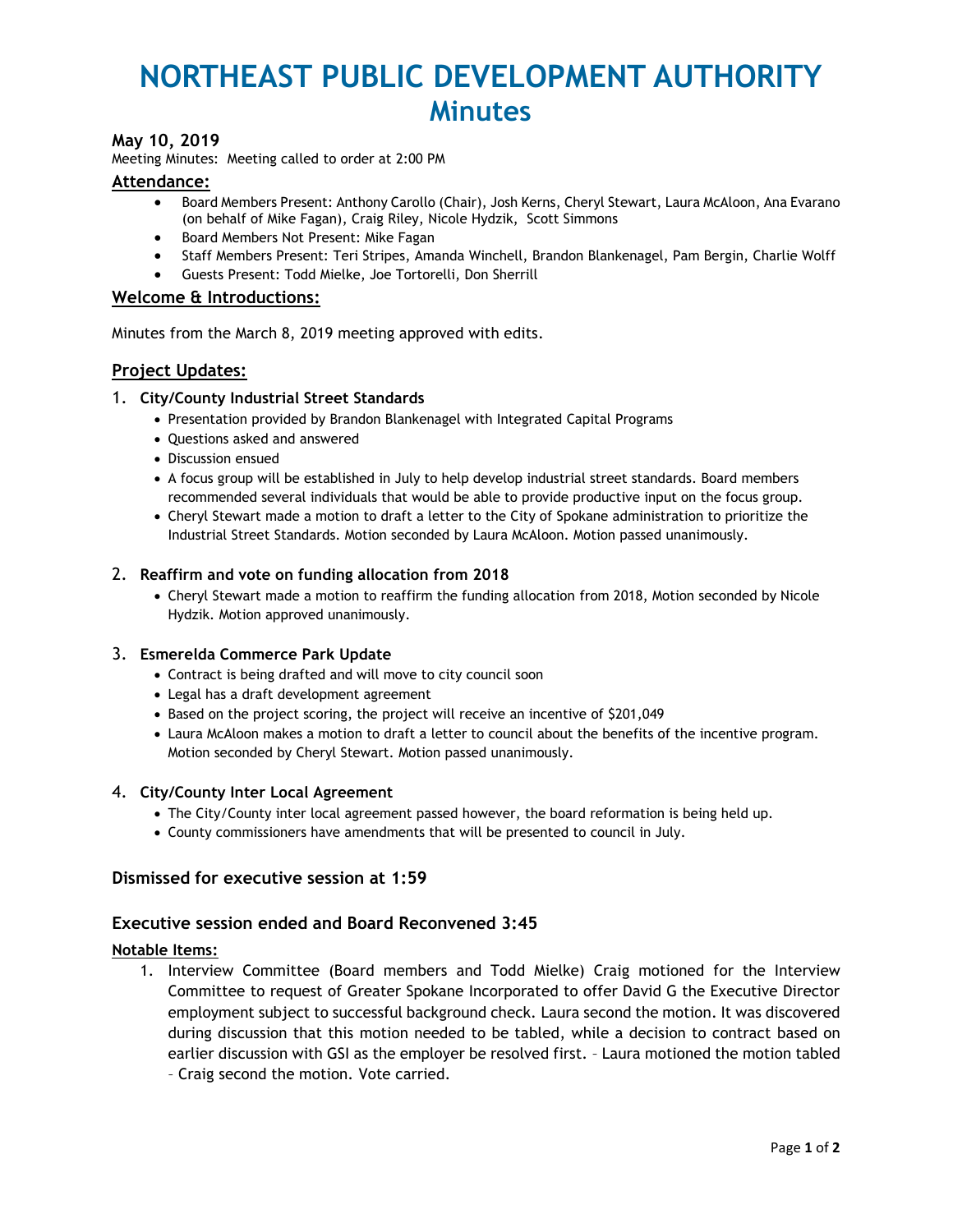# NORTHEAST PUBLIC DEVELOPMENT AUTHORITY
## Minutes

### May 10, 2019

Meeting Minutes: Meeting called to order at 2:00 PM

### Attendance:

- Board Members Present: Anthony Carollo (Chair), Josh Kerns, Cheryl Stewart, Laura McAloon, Ana Evarano (on behalf of Mike Fagan), Craig Riley, Nicole Hydzik, Scott Simmons
- Board Members Not Present: Mike Fagan
- Staff Members Present: Teri Stripes, Amanda Winchell, Brandon Blankenagel, Pam Bergin, Charlie Wolff
- Guests Present: Todd Mielke, Joe Tortorelli, Don Sherrill

### Welcome & Introductions:

Minutes from the March 8, 2019 meeting approved with edits.

### Project Updates:

1. **City/County Industrial Street Standards**
   - Presentation provided by Brandon Blankenagel with Integrated Capital Programs
   - Questions asked and answered
   - Discussion ensued
   - A focus group will be established in July to help develop industrial street standards. Board members recommended several individuals that would be able to provide productive input on the focus group.
   - Cheryl Stewart made a motion to draft a letter to the City of Spokane administration to prioritize the Industrial Street Standards. Motion seconded by Laura McAloon. Motion passed unanimously.

2. **Reaffirm and vote on funding allocation from 2018**
   - Cheryl Stewart made a motion to reaffirm the funding allocation from 2018, Motion seconded by Nicole Hydzik. Motion approved unanimously.

3. **Esmerelda Commerce Park Update**
   - Contract is being drafted and will move to city council soon
   - Legal has a draft development agreement
   - Based on the project scoring, the project will receive an incentive of $201,049
   - Laura McAloon makes a motion to draft a letter to council about the benefits of the incentive program. Motion seconded by Cheryl Stewart. Motion passed unanimously.

4. **City/County Inter Local Agreement**
   - The City/County inter local agreement passed however, the board reformation is being held up.
   - County commissioners have amendments that will be presented to council in July.

### Dismissed for executive session at 1:59

### Executive session ended and Board Reconvened 3:45

**Notable Items:**

1. Interview Committee (Board members and Todd Mielke) Craig motioned for the Interview Committee to request of Greater Spokane Incorporated to offer David G the Executive Director employment subject to successful background check. Laura second the motion. It was discovered during discussion that this motion needed to be tabled, while a decision to contract based on earlier discussion with GSI as the employer be resolved first. – Laura motioned the motion tabled – Craig second the motion. Vote carried.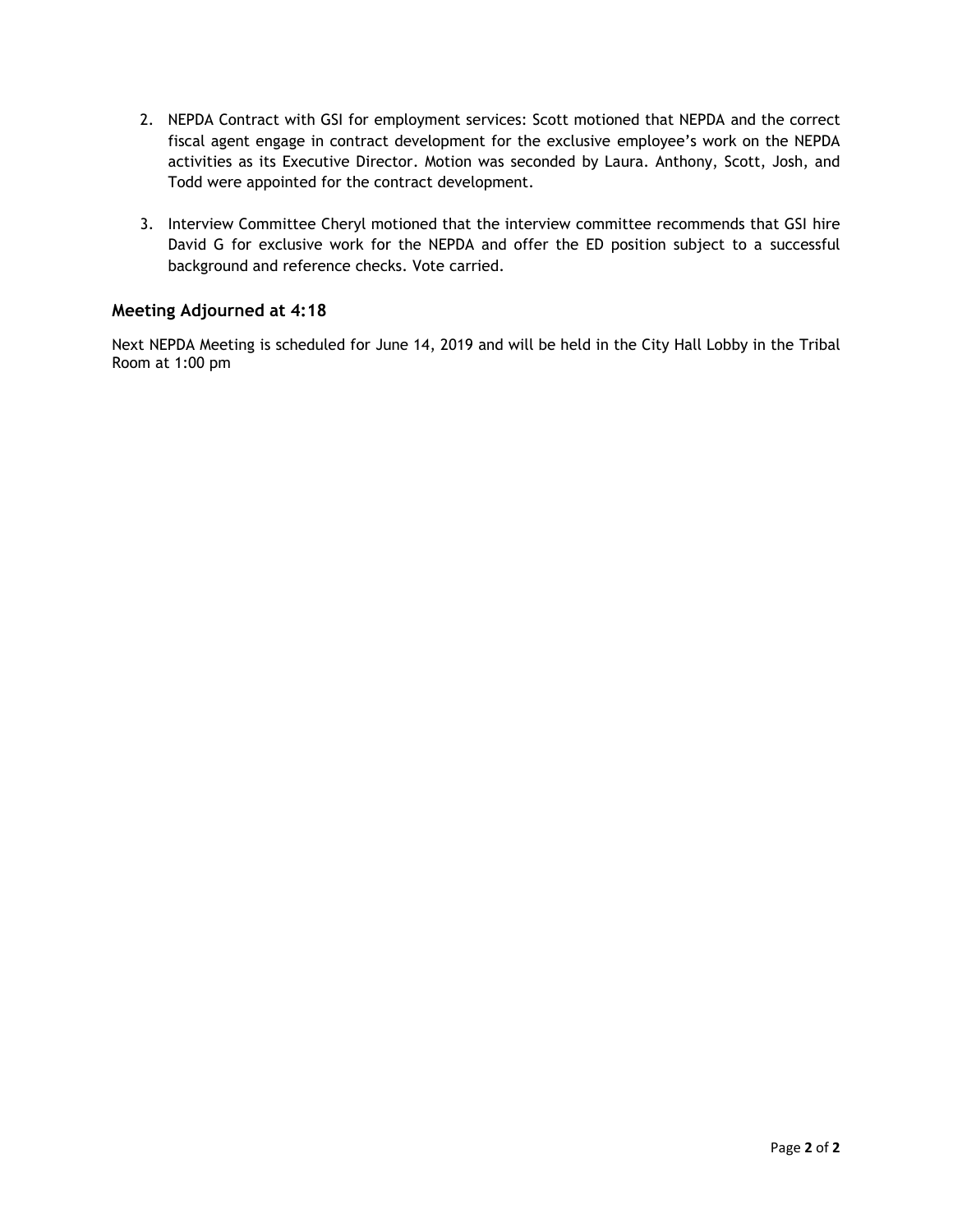2. NEPDA Contract with GSI for employment services: Scott motioned that NEPDA and the correct fiscal agent engage in contract development for the exclusive employee's work on the NEPDA activities as its Executive Director. Motion was seconded by Laura. Anthony, Scott, Josh, and Todd were appointed for the contract development.

3. Interview Committee Cheryl motioned that the interview committee recommends that GSI hire David G for exclusive work for the NEPDA and offer the ED position subject to a successful background and reference checks. Vote carried.

## Meeting Adjourned at 4:18

Next NEPDA Meeting is scheduled for June 14, 2019 and will be held in the City Hall Lobby in the Tribal Room at 1:00 pm